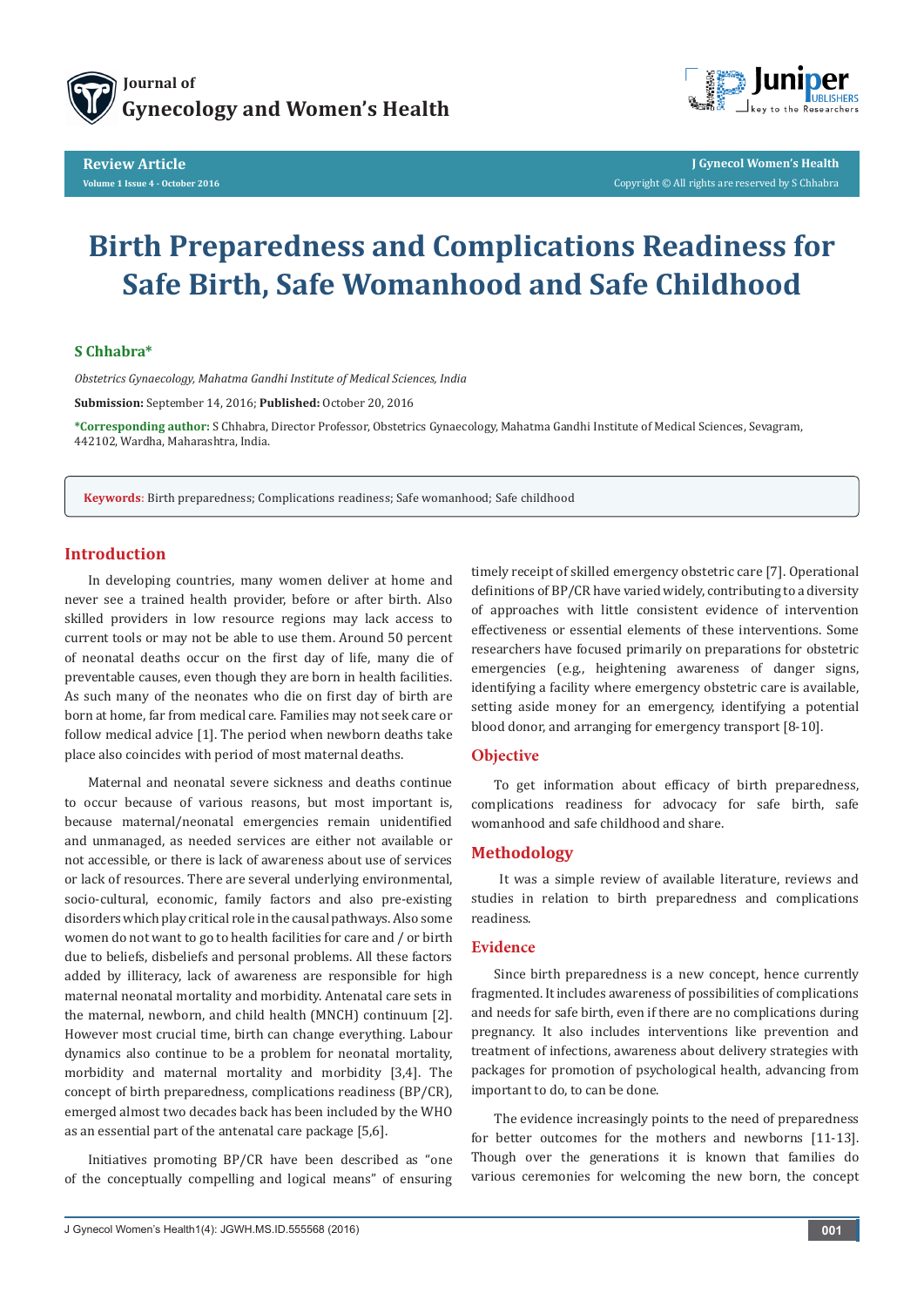Review Article

# Birth Preparedness and Complications Readiness for Safe Birth, Safe Womanhood and Safe Childhood

**S Chhabra***

*Obstetrics Gynaecology, Mahatma Gandhi Institute of Medical Sciences, India*

**Submission:** September 14, 2016; **Published:** October 20, 2016

***Corresponding author:** S Chhabra, Director Professor, Obstetrics Gynaecology, Mahatma Gandhi Institute of Medical Sciences, Sevagram, 442102, Wardha, Maharashtra, India.

**Keywords**: Birth preparedness; Complications readiness; Safe womanhood; Safe childhood

## Introduction

In developing countries, many women deliver at home and never see a trained health provider, before or after birth. Also skilled providers in low resource regions may lack access to current tools or may not be able to use them. Around 50 percent of neonatal deaths occur on the first day of life, many die of preventable causes, even though they are born in health facilities. As such many of the neonates who die on first day of birth are born at home, far from medical care. Families may not seek care or follow medical advice [1]. The period when newborn deaths take place also coincides with period of most maternal deaths.

Maternal and neonatal severe sickness and deaths continue to occur because of various reasons, but most important is, because maternal/neonatal emergencies remain unidentified and unmanaged, as needed services are either not available or not accessible, or there is lack of awareness about use of services or lack of resources. There are several underlying environmental, socio-cultural, economic, family factors and also pre-existing disorders which play critical role in the causal pathways. Also some women do not want to go to health facilities for care and / or birth due to beliefs, disbeliefs and personal problems. All these factors added by illiteracy, lack of awareness are responsible for high maternal neonatal mortality and morbidity. Antenatal care sets in the maternal, newborn, and child health (MNCH) continuum [2]. However most crucial time, birth can change everything. Labour dynamics also continue to be a problem for neonatal mortality, morbidity and maternal mortality and morbidity [3,4]. The concept of birth preparedness, complications readiness (BP/CR), emerged almost two decades back has been included by the WHO as an essential part of the antenatal care package [5,6].

Initiatives promoting BP/CR have been described as "one of the conceptually compelling and logical means" of ensuring timely receipt of skilled emergency obstetric care [7]. Operational definitions of BP/CR have varied widely, contributing to a diversity of approaches with little consistent evidence of intervention effectiveness or essential elements of these interventions. Some researchers have focused primarily on preparations for obstetric emergencies (e.g., heightening awareness of danger signs, identifying a facility where emergency obstetric care is available, setting aside money for an emergency, identifying a potential blood donor, and arranging for emergency transport [8-10].

## Objective

To get information about efficacy of birth preparedness, complications readiness for advocacy for safe birth, safe womanhood and safe childhood and share.

## Methodology

It was a simple review of available literature, reviews and studies in relation to birth preparedness and complications readiness.

## Evidence

Since birth preparedness is a new concept, hence currently fragmented. It includes awareness of possibilities of complications and needs for safe birth, even if there are no complications during pregnancy. It also includes interventions like prevention and treatment of infections, awareness about delivery strategies with packages for promotion of psychological health, advancing from important to do, to can be done.

The evidence increasingly points to the need of preparedness for better outcomes for the mothers and newborns [11-13]. Though over the generations it is known that families do various ceremonies for welcoming the new born, the concept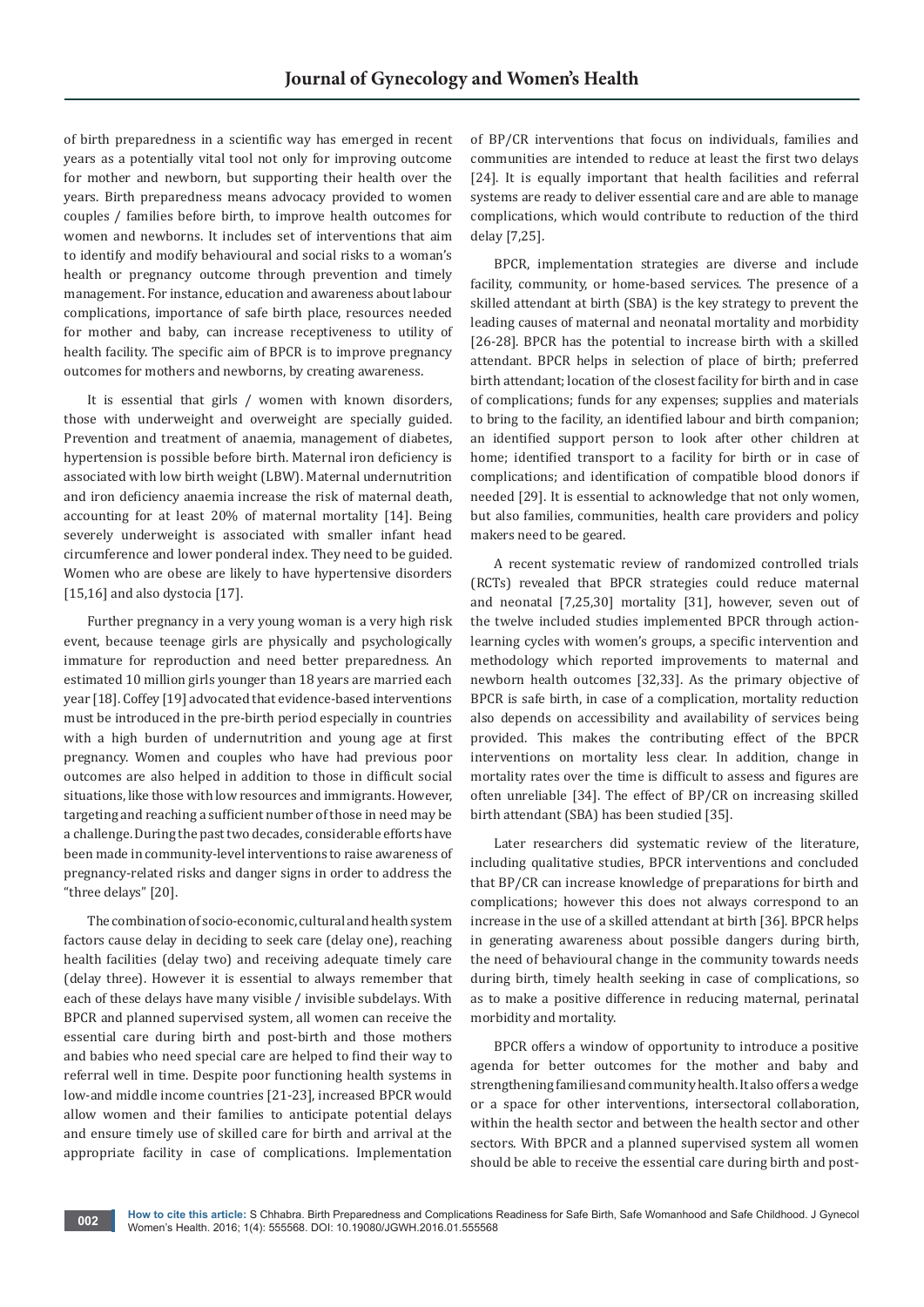of birth preparedness in a scientific way has emerged in recent years as a potentially vital tool not only for improving outcome for mother and newborn, but supporting their health over the years. Birth preparedness means advocacy provided to women couples / families before birth, to improve health outcomes for women and newborns. It includes set of interventions that aim to identify and modify behavioural and social risks to a woman's health or pregnancy outcome through prevention and timely management. For instance, education and awareness about labour complications, importance of safe birth place, resources needed for mother and baby, can increase receptiveness to utility of health facility. The specific aim of BPCR is to improve pregnancy outcomes for mothers and newborns, by creating awareness.

It is essential that girls / women with known disorders, those with underweight and overweight are specially guided. Prevention and treatment of anaemia, management of diabetes, hypertension is possible before birth. Maternal iron deficiency is associated with low birth weight (LBW). Maternal undernutrition and iron deficiency anaemia increase the risk of maternal death, accounting for at least 20% of maternal mortality [14]. Being severely underweight is associated with smaller infant head circumference and lower ponderal index. They need to be guided. Women who are obese are likely to have hypertensive disorders [15,16] and also dystocia [17].

Further pregnancy in a very young woman is a very high risk event, because teenage girls are physically and psychologically immature for reproduction and need better preparedness. An estimated 10 million girls younger than 18 years are married each year [18]. Coffey [19] advocated that evidence-based interventions must be introduced in the pre-birth period especially in countries with a high burden of undernutrition and young age at first pregnancy. Women and couples who have had previous poor outcomes are also helped in addition to those in difficult social situations, like those with low resources and immigrants. However, targeting and reaching a sufficient number of those in need may be a challenge. During the past two decades, considerable efforts have been made in community-level interventions to raise awareness of pregnancy-related risks and danger signs in order to address the "three delays" [20].

The combination of socio-economic, cultural and health system factors cause delay in deciding to seek care (delay one), reaching health facilities (delay two) and receiving adequate timely care (delay three). However it is essential to always remember that each of these delays have many visible / invisible subdelays. With BPCR and planned supervised system, all women can receive the essential care during birth and post-birth and those mothers and babies who need special care are helped to find their way to referral well in time. Despite poor functioning health systems in low-and middle income countries [21-23], increased BPCR would allow women and their families to anticipate potential delays and ensure timely use of skilled care for birth and arrival at the appropriate facility in case of complications. Implementation of BP/CR interventions that focus on individuals, families and communities are intended to reduce at least the first two delays [24]. It is equally important that health facilities and referral systems are ready to deliver essential care and are able to manage complications, which would contribute to reduction of the third delay [7,25].

BPCR, implementation strategies are diverse and include facility, community, or home-based services. The presence of a skilled attendant at birth (SBA) is the key strategy to prevent the leading causes of maternal and neonatal mortality and morbidity [26-28]. BPCR has the potential to increase birth with a skilled attendant. BPCR helps in selection of place of birth; preferred birth attendant; location of the closest facility for birth and in case of complications; funds for any expenses; supplies and materials to bring to the facility, an identified labour and birth companion; an identified support person to look after other children at home; identified transport to a facility for birth or in case of complications; and identification of compatible blood donors if needed [29]. It is essential to acknowledge that not only women, but also families, communities, health care providers and policy makers need to be geared.

A recent systematic review of randomized controlled trials (RCTs) revealed that BPCR strategies could reduce maternal and neonatal [7,25,30] mortality [31], however, seven out of the twelve included studies implemented BPCR through action-learning cycles with women's groups, a specific intervention and methodology which reported improvements to maternal and newborn health outcomes [32,33]. As the primary objective of BPCR is safe birth, in case of a complication, mortality reduction also depends on accessibility and availability of services being provided. This makes the contributing effect of the BPCR interventions on mortality less clear. In addition, change in mortality rates over the time is difficult to assess and figures are often unreliable [34]. The effect of BP/CR on increasing skilled birth attendant (SBA) has been studied [35].

Later researchers did systematic review of the literature, including qualitative studies, BPCR interventions and concluded that BP/CR can increase knowledge of preparations for birth and complications; however this does not always correspond to an increase in the use of a skilled attendant at birth [36]. BPCR helps in generating awareness about possible dangers during birth, the need of behavioural change in the community towards needs during birth, timely health seeking in case of complications, so as to make a positive difference in reducing maternal, perinatal morbidity and mortality.

BPCR offers a window of opportunity to introduce a positive agenda for better outcomes for the mother and baby and strengthening families and community health. It also offers a wedge or a space for other interventions, intersectoral collaboration, within the health sector and between the health sector and other sectors. With BPCR and a planned supervised system all women should be able to receive the essential care during birth and post-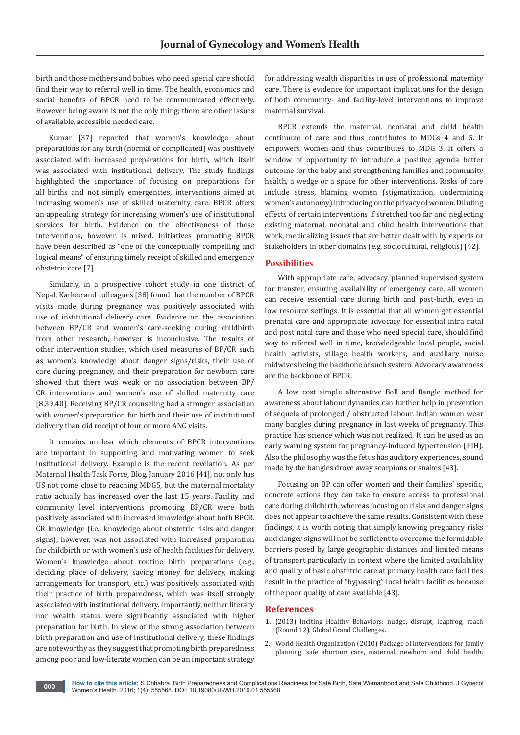birth and those mothers and babies who need special care should find their way to referral well in time. The health, economics and social benefits of BPCR need to be communicated effectively. However being aware is not the only thing; there are other issues of available, accessible needed care.

Kumar [37] reported that women's knowledge about preparations for any birth (normal or complicated) was positively associated with increased preparations for birth, which itself was associated with institutional delivery. The study findings highlighted the importance of focusing on preparations for all births and not simply emergencies, interventions aimed at increasing women's use of skilled maternity care. BPCR offers an appealing strategy for increasing women's use of institutional services for birth. Evidence on the effectiveness of these interventions, however, is mixed. Initiatives promoting BPCR have been described as "one of the conceptually compelling and logical means" of ensuring timely receipt of skilled and emergency obstetric care [7].

Similarly, in a prospective cohort study in one district of Nepal, Karkee and colleagues [38] found that the number of BPCR visits made during pregnancy was positively associated with use of institutional delivery care. Evidence on the association between BP/CR and women's care-seeking during childbirth from other research, however is inconclusive. The results of other intervention studies, which used measures of BP/CR such as women's knowledge about danger signs/risks, their use of care during pregnancy, and their preparation for newborn care showed that there was weak or no association between BP/CR interventions and women's use of skilled maternity care [8,39,40]. Receiving BP/CR counseling had a stronger association with women's preparation for birth and their use of institutional delivery than did receipt of four or more ANC visits.

It remains unclear which elements of BPCR interventions are important in supporting and motivating women to seek institutional delivery. Example is the recent revelation. As per Maternal Health Task Force, Blog, January 2016 [41], not only has US not come close to reaching MDG5, but the maternal mortality ratio actually has increased over the last 15 years. Facility and community level interventions promoting BP/CR were both positively associated with increased knowledge about both BPCR. CR knowledge (i.e., knowledge about obstetric risks and danger signs), however, was not associated with increased preparation for childbirth or with women's use of health facilities for delivery. Women's knowledge about routine birth preparations (e.g., deciding place of delivery, saving money for delivery, making arrangements for transport, etc.) was positively associated with their practice of birth preparedness, which was itself strongly associated with institutional delivery. Importantly, neither literacy nor wealth status were significantly associated with higher preparation for birth. In view of the strong association between birth preparation and use of institutional delivery, these findings are noteworthy as they suggest that promoting birth preparedness among poor and low-literate women can be an important strategy for addressing wealth disparities in use of professional maternity care. There is evidence for important implications for the design of both community- and facility-level interventions to improve maternal survival.

BPCR extends the maternal, neonatal and child health continuum of care and thus contributes to MDGs 4 and 5. It empowers women and thus contributes to MDG 3. It offers a window of opportunity to introduce a positive agenda better outcome for the baby and strengthening families and community health, a wedge or a space for other interventions. Risks of care include stress, blaming women (stigmatization, undermining women's autonomy) introducing on the privacy of women. Diluting effects of certain interventions if stretched too far and neglecting existing maternal, neonatal and child health interventions that work, medicalizing issues that are better dealt with by experts or stakeholders in other domains (e.g. sociocultural, religious) [42].

## Possibilities

With appropriate care, advocacy, planned supervised system for transfer, ensuring availability of emergency care, all women can receive essential care during birth and post-birth, even in low resource settings. It is essential that all women get essential prenatal care and appropriate advocacy for essential intra natal and post natal care and those who need special care, should find way to referral well in time, knowledgeable local people, social health activists, village health workers, and auxiliary nurse midwives being the backbone of such system. Advocacy, awareness are the backbone of BPCR.

A low cost simple alternative Boll and Bangle method for awareness about labour dynamics can further help in prevention of sequela of prolonged / obstructed labour. Indian women wear many bangles during pregnancy in last weeks of pregnancy. This practice has science which was not realized. It can be used as an early warning system for pregnancy-induced hypertension (PIH). Also the philosophy was the fetus has auditory experiences, sound made by the bangles drove away scorpions or snakes [43].

Focusing on BP can offer women and their families' specific, concrete actions they can take to ensure access to professional care during childbirth, whereas focusing on risks and danger signs does not appear to achieve the same results. Consistent with these findings, it is worth noting that simply knowing pregnancy risks and danger signs will not be sufficient to overcome the formidable barriers posed by large geographic distances and limited means of transport particularly in context where the limited availability and quality of basic obstetric care at primary health care facilities result in the practice of "bypassing" local health facilities because of the poor quality of care available [43].

## References

1. (2013) Inciting Healthy Behaviors: nudge, disrupt, leapfrog, reach (Round 12). Global Grand Challenges.
2. World Health Organization (2010) Package of interventions for family planning, safe abortion care, maternal, newborn and child health.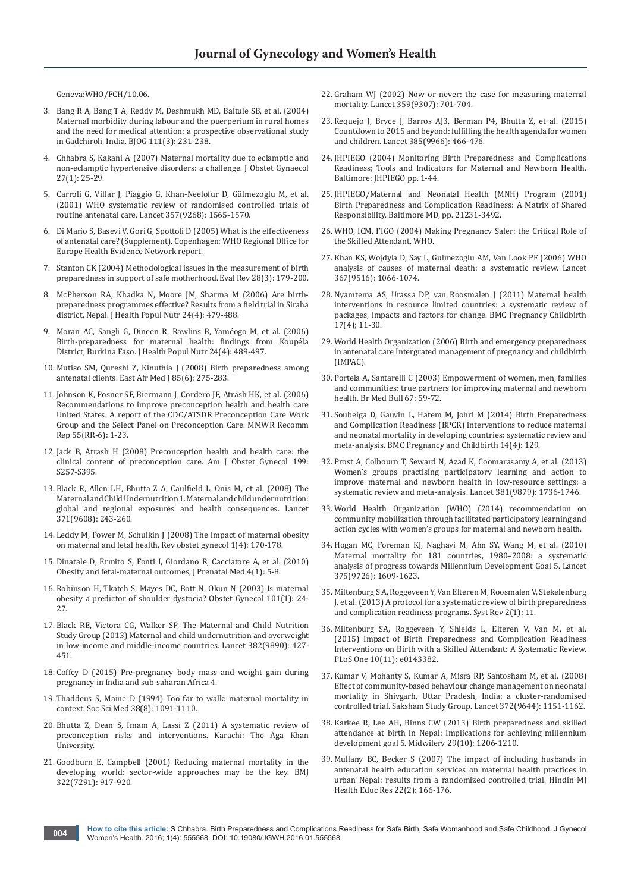Geneva:WHO/FCH/10.06.

3. Bang R A, Bang T A, Reddy M, Deshmukh MD, Baitule SB, et al. (2004) Maternal morbidity during labour and the puerperium in rural homes and the need for medical attention: a prospective observational study in Gadchiroli, India. BJOG 111(3): 231-238.

4. Chhabra S, Kakani A (2007) Maternal mortality due to eclamptic and non-eclamptic hypertensive disorders: a challenge. J Obstet Gynaecol 27(1): 25-29.

5. Carroli G, Villar J, Piaggio G, Khan-Neelofur D, Gülmezoglu M, et al. (2001) WHO systematic review of randomised controlled trials of routine antenatal care. Lancet 357(9268): 1565-1570.

6. Di Mario S, Basevi V, Gori G, Spottoli D (2005) What is the effectiveness of antenatal care? (Supplement). Copenhagen: WHO Regional Office for Europe Health Evidence Network report.

7. Stanton CK (2004) Methodological issues in the measurement of birth preparedness in support of safe motherhood. Eval Rev 28(3): 179-200.

8. McPherson RA, Khadka N, Moore JM, Sharma M (2006) Are birth-preparedness programmes effective? Results from a field trial in Siraha district, Nepal. J Health Popul Nutr 24(4): 479-488.

9. Moran AC, Sangli G, Dineen R, Rawlins B, Yaméogo M, et al. (2006) Birth-preparedness for maternal health: findings from Koupéla District, Burkina Faso. J Health Popul Nutr 24(4): 489-497.

10. Mutiso SM, Qureshi Z, Kinuthia J (2008) Birth preparedness among antenatal clients. East Afr Med J 85(6): 275-283.

11. Johnson K, Posner SF, Biermann J, Cordero JF, Atrash HK, et al. (2006) Recommendations to improve preconception health and health care United States. A report of the CDC/ATSDR Preconception Care Work Group and the Select Panel on Preconception Care. MMWR Recomm Rep 55(RR-6): 1-23.

12. Jack B, Atrash H (2008) Preconception health and health care: the clinical content of preconception care. Am J Obstet Gynecol 199: S257-S395.

13. Black R, Allen LH, Bhutta Z A, Caulfield L, Onis M, et al. (2008) The Maternal and Child Undernutrition 1. Maternal and child undernutrition: global and regional exposures and health consequences. Lancet 371(9608): 243-260.

14. Leddy M, Power M, Schulkin J (2008) The impact of maternal obesity on maternal and fetal health, Rev obstet gynecol 1(4): 170-178.

15. Dinatale D, Ermito S, Fonti I, Giordano R, Cacciatore A, et al. (2010) Obesity and fetal-maternal outcomes, J Prenatal Med 4(1): 5-8.

16. Robinson H, Tkatch S, Mayes DC, Bott N, Okun N (2003) Is maternal obesity a predictor of shoulder dystocia? Obstet Gynecol 101(1): 24-27.

17. Black RE, Victora CG, Walker SP, The Maternal and Child Nutrition Study Group (2013) Maternal and child undernutrition and overweight in low-income and middle-income countries. Lancet 382(9890): 427-451.

18. Coffey D (2015) Pre-pregnancy body mass and weight gain during pregnancy in India and sub-saharan Africa 4.

19. Thaddeus S, Maine D (1994) Too far to walk: maternal mortality in context. Soc Sci Med 38(8): 1091-1110.

20. Bhutta Z, Dean S, Imam A, Lassi Z (2011) A systematic review of preconception risks and interventions. Karachi: The Aga Khan University.

21. Goodburn E, Campbell (2001) Reducing maternal mortality in the developing world: sector-wide approaches may be the key. BMJ 322(7291): 917-920.

22. Graham WJ (2002) Now or never: the case for measuring maternal mortality. Lancet 359(9307): 701-704.

23. Requejo J, Bryce J, Barros AJ3, Berman P4, Bhutta Z, et al. (2015) Countdown to 2015 and beyond: fulfilling the health agenda for women and children. Lancet 385(9966): 466-476.

24. JHPIEGO (2004) Monitoring Birth Preparedness and Complications Readiness; Tools and Indicators for Maternal and Newborn Health. Baltimore: JHPIEGO pp. 1-44.

25. JHPIEGO/Maternal and Neonatal Health (MNH) Program (2001) Birth Preparedness and Complication Readiness: A Matrix of Shared Responsibility. Baltimore MD, pp. 21231-3492.

26. WHO, ICM, FIGO (2004) Making Pregnancy Safer: the Critical Role of the Skilled Attendant. WHO.

27. Khan KS, Wojdyla D, Say L, Gulmezoglu AM, Van Look PF (2006) WHO analysis of causes of maternal death: a systematic review. Lancet 367(9516): 1066-1074.

28. Nyamtema AS, Urassa DP, van Roosmalen J (2011) Maternal health interventions in resource limited countries: a systematic review of packages, impacts and factors for change. BMC Pregnancy Childbirth 17(4); 11-30.

29. World Health Organization (2006) Birth and emergency preparedness in antenatal care Intergrated management of pregnancy and childbirth (IMPAC).

30. Portela A, Santarelli C (2003) Empowerment of women, men, families and communities: true partners for improving maternal and newborn health. Br Med Bull 67: 59-72.

31. Soubeiga D, Gauvin L, Hatem M, Johri M (2014) Birth Preparedness and Complication Readiness (BPCR) interventions to reduce maternal and neonatal mortality in developing countries: systematic review and meta-analysis. BMC Pregnancy and Childbirth 14(4): 129.

32. Prost A, Colbourn T, Seward N, Azad K, Coomarasamy A, et al. (2013) Women's groups practising participatory learning and action to improve maternal and newborn health in low-resource settings: a systematic review and meta-analysis. Lancet 381(9879): 1736-1746.

33. World Health Organization (WHO) (2014) recommendation on community mobilization through facilitated participatory learning and action cycles with women's groups for maternal and newborn health.

34. Hogan MC, Foreman KJ, Naghavi M, Ahn SY, Wang M, et al. (2010) Maternal mortality for 181 countries, 1980–2008: a systematic analysis of progress towards Millennium Development Goal 5. Lancet 375(9726): 1609-1623.

35. Miltenburg S A, Roggeveen Y, Van Elteren M, Roosmalen V, Stekelenburg J, et al. (2013) A protocol for a systematic review of birth preparedness and complication readiness programs. Syst Rev 2(1): 11.

36. Miltenburg SA, Roggeveen Y, Shields L, Elteren V, Van M, et al. (2015) Impact of Birth Preparedness and Complication Readiness Interventions on Birth with a Skilled Attendant: A Systematic Review. PLoS One 10(11): e0143382.

37. Kumar V, Mohanty S, Kumar A, Misra RP, Santosham M, et al. (2008) Effect of community-based behaviour change management on neonatal mortality in Shivgarh, Uttar Pradesh, India: a cluster-randomised controlled trial. Saksham Study Group. Lancet 372(9644): 1151-1162.

38. Karkee R, Lee AH, Binns CW (2013) Birth preparedness and skilled attendance at birth in Nepal: Implications for achieving millennium development goal 5. Midwifery 29(10): 1206-1210.

39. Mullany BC, Becker S (2007) The impact of including husbands in antenatal health education services on maternal health practices in urban Nepal: results from a randomized controlled trial. Hindin MJ Health Educ Res 22(2): 166-176.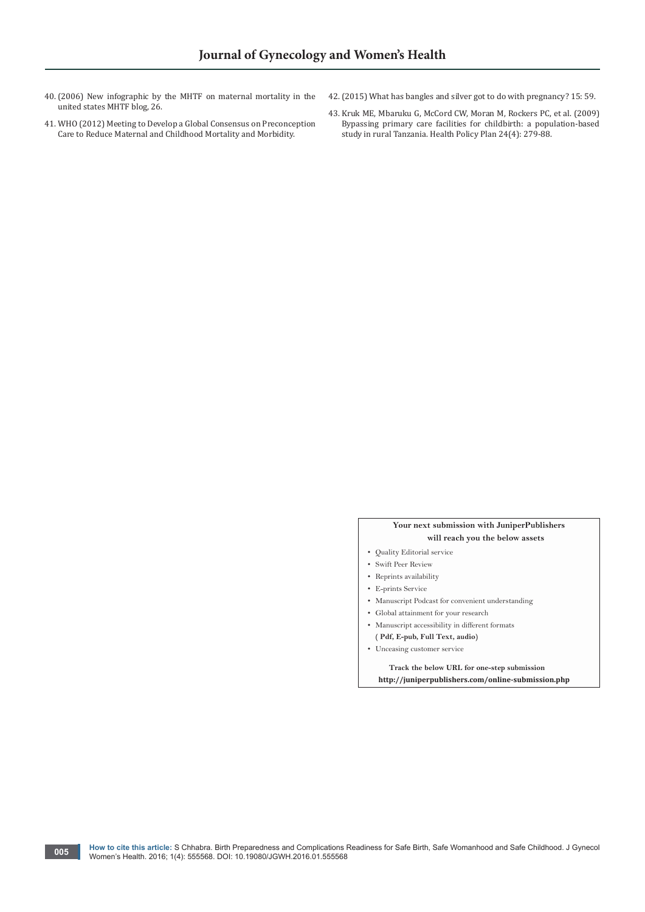40. (2006) New infographic by the MHTF on maternal mortality in the united states MHTF blog, 26.
41. WHO (2012) Meeting to Develop a Global Consensus on Preconception Care to Reduce Maternal and Childhood Mortality and Morbidity.
42. (2015) What has bangles and silver got to do with pregnancy? 15: 59.
43. Kruk ME, Mbaruku G, McCord CW, Moran M, Rockers PC, et al. (2009) Bypassing primary care facilities for childbirth: a population-based study in rural Tanzania. Health Policy Plan 24(4): 279-88.

**Your next submission with JuniperPublishers will reach you the below assets**

- Quality Editorial service
- Swift Peer Review
- Reprints availability
- E-prints Service
- Manuscript Podcast for convenient understanding
- Global attainment for your research
- Manuscript accessibility in different formats
  **( Pdf, E-pub, Full Text, audio)**
- Unceasing customer service

**Track the below URL for one-step submission**
**http://juniperpublishers.com/online-submission.php**

**How to cite this article:** S Chhabra. Birth Preparedness and Complications Readiness for Safe Birth, Safe Womanhood and Safe Childhood. J Gynecol Women's Health. 2016; 1(4): 555568. DOI: 10.19080/JGWH.2016.01.555568